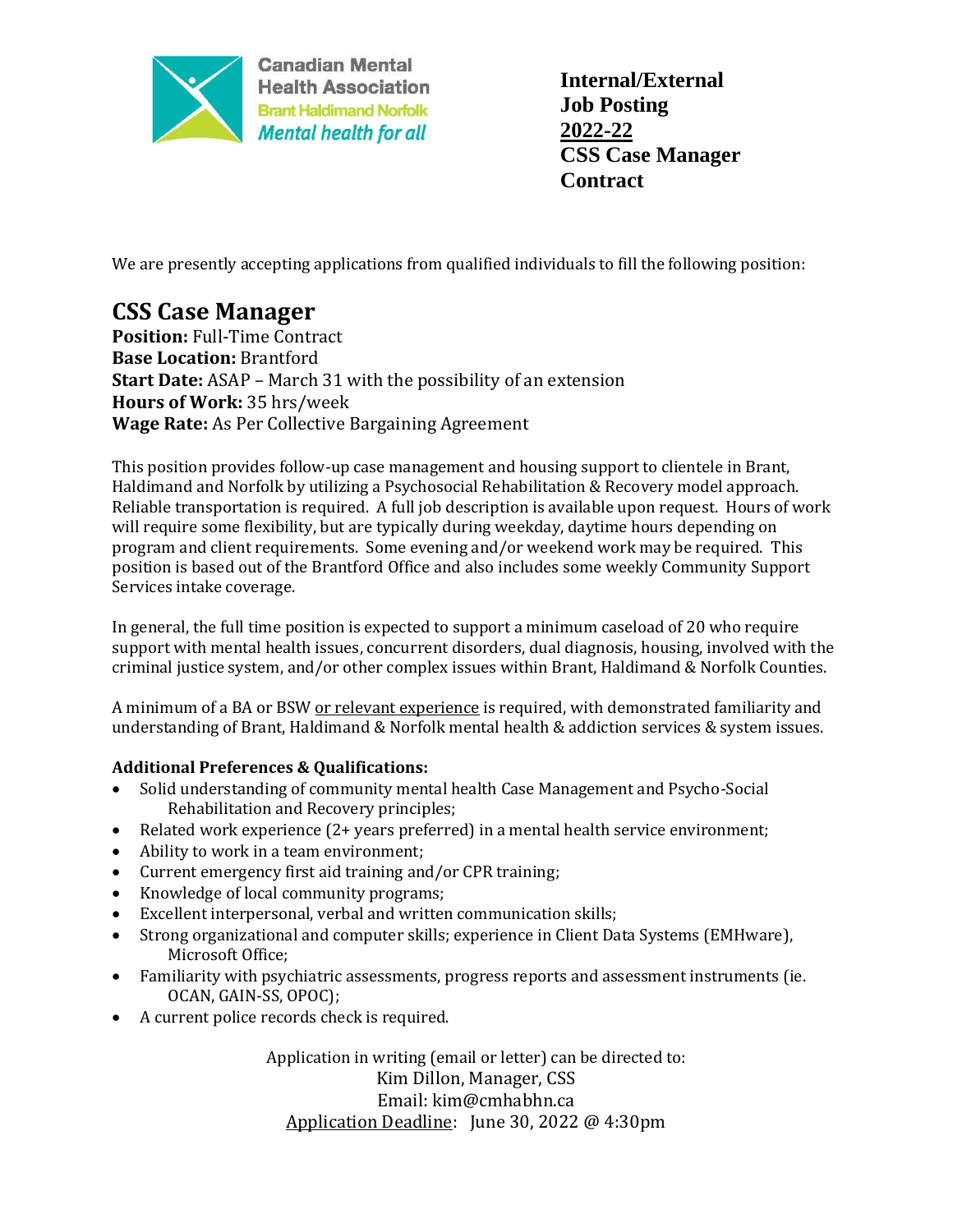Canadian Mental Health Association
Brant Haldimand Norfolk
*Mental health for all*

**Internal/External Job Posting**
**2022-22**
**CSS Case Manager Contract**

We are presently accepting applications from qualified individuals to fill the following position:

# CSS Case Manager

**Position:** Full-Time Contract
**Base Location:** Brantford
**Start Date:** ASAP – March 31 with the possibility of an extension
**Hours of Work:** 35 hrs/week
**Wage Rate:** As Per Collective Bargaining Agreement

This position provides follow-up case management and housing support to clientele in Brant, Haldimand and Norfolk by utilizing a Psychosocial Rehabilitation & Recovery model approach. Reliable transportation is required. A full job description is available upon request. Hours of work will require some flexibility, but are typically during weekday, daytime hours depending on program and client requirements. Some evening and/or weekend work may be required. This position is based out of the Brantford Office and also includes some weekly Community Support Services intake coverage.

In general, the full time position is expected to support a minimum caseload of 20 who require support with mental health issues, concurrent disorders, dual diagnosis, housing, involved with the criminal justice system, and/or other complex issues within Brant, Haldimand & Norfolk Counties.

A minimum of a BA or BSW or relevant experience is required, with demonstrated familiarity and understanding of Brant, Haldimand & Norfolk mental health & addiction services & system issues.

**Additional Preferences & Qualifications:**

- Solid understanding of community mental health Case Management and Psycho-Social Rehabilitation and Recovery principles;
- Related work experience (2+ years preferred) in a mental health service environment;
- Ability to work in a team environment;
- Current emergency first aid training and/or CPR training;
- Knowledge of local community programs;
- Excellent interpersonal, verbal and written communication skills;
- Strong organizational and computer skills; experience in Client Data Systems (EMHware), Microsoft Office;
- Familiarity with psychiatric assessments, progress reports and assessment instruments (ie. OCAN, GAIN-SS, OPOC);
- A current police records check is required.

Application in writing (email or letter) can be directed to:
Kim Dillon, Manager, CSS
Email: kim@cmhabhn.ca
Application Deadline: June 30, 2022 @ 4:30pm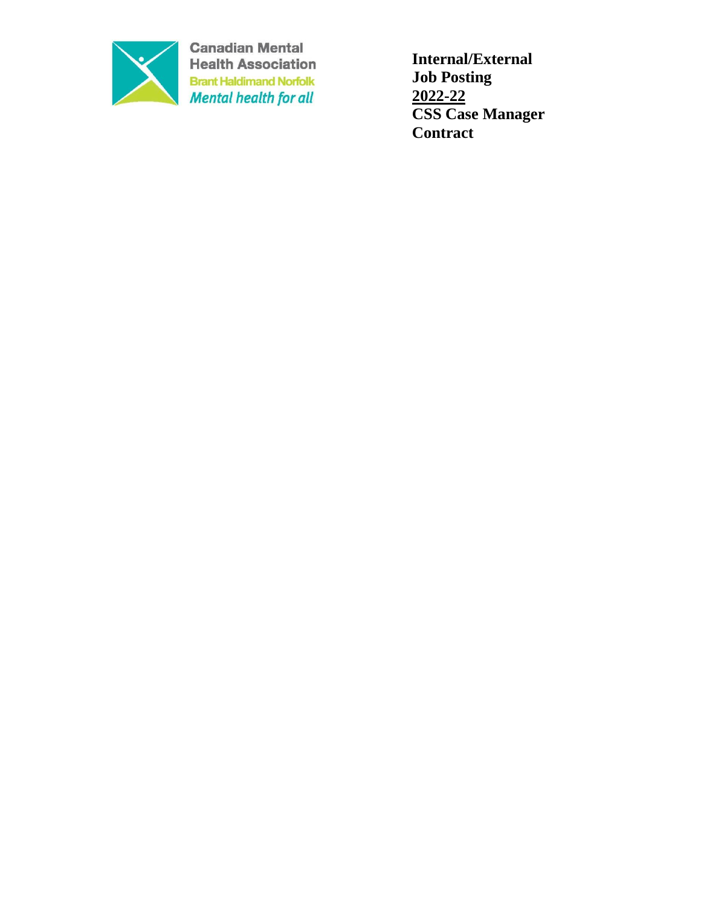Canadian Mental Health Association
Brant Haldimand Norfolk
*Mental health for all*

**Internal/External**
**Job Posting**
**2022-22**
**CSS Case Manager**
**Contract**